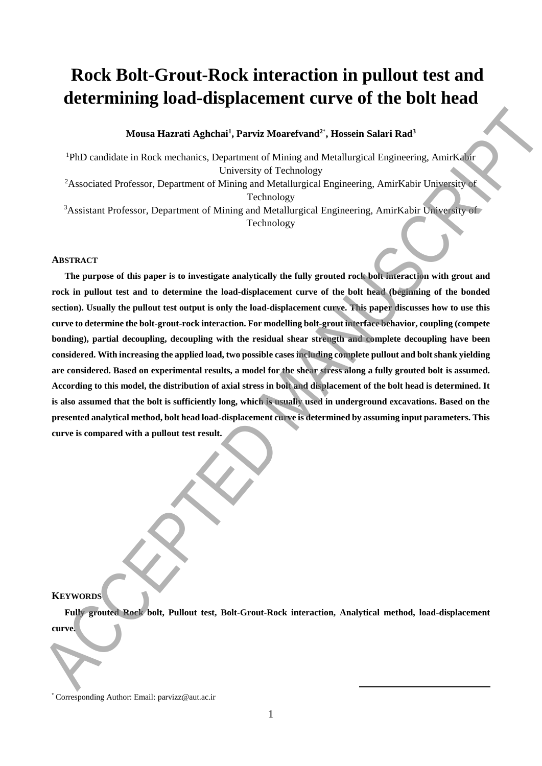# Rock Bolt-Grout-Rock interaction in pullout test and determining load-displacement curve of the bolt head

**Mousa Hazrati Aghchai[1], Parviz Moarefvand[2*], Hossein Salari Rad[3]**

[1]PhD candidate in Rock mechanics, Department of Mining and Metallurgical Engineering, AmirKabir University of Technology

[2]Associated Professor, Department of Mining and Metallurgical Engineering, AmirKabir University of Technology

[3]Assistant Professor, Department of Mining and Metallurgical Engineering, AmirKabir University of Technology

## ABSTRACT

**The purpose of this paper is to investigate analytically the fully grouted rock bolt interaction with grout and rock in pullout test and to determine the load-displacement curve of the bolt head (beginning of the bonded section). Usually the pullout test output is only the load-displacement curve. This paper discusses how to use this curve to determine the bolt-grout-rock interaction. For modelling bolt-grout interface behavior, coupling (compete bonding), partial decoupling, decoupling with the residual shear strength and complete decoupling have been considered. With increasing the applied load, two possible cases including complete pullout and bolt shank yielding are considered. Based on experimental results, a model for the shear stress along a fully grouted bolt is assumed. According to this model, the distribution of axial stress in bolt and displacement of the bolt head is determined. It is also assumed that the bolt is sufficiently long, which is usually used in underground excavations. Based on the presented analytical method, bolt head load-displacement curve is determined by assuming input parameters. This curve is compared with a pullout test result.**

## KEYWORDS

**Fully grouted Rock bolt, Pullout test, Bolt-Grout-Rock interaction, Analytical method, load-displacement curve.**

[*] Corresponding Author: Email: parvizz@aut.ac.ir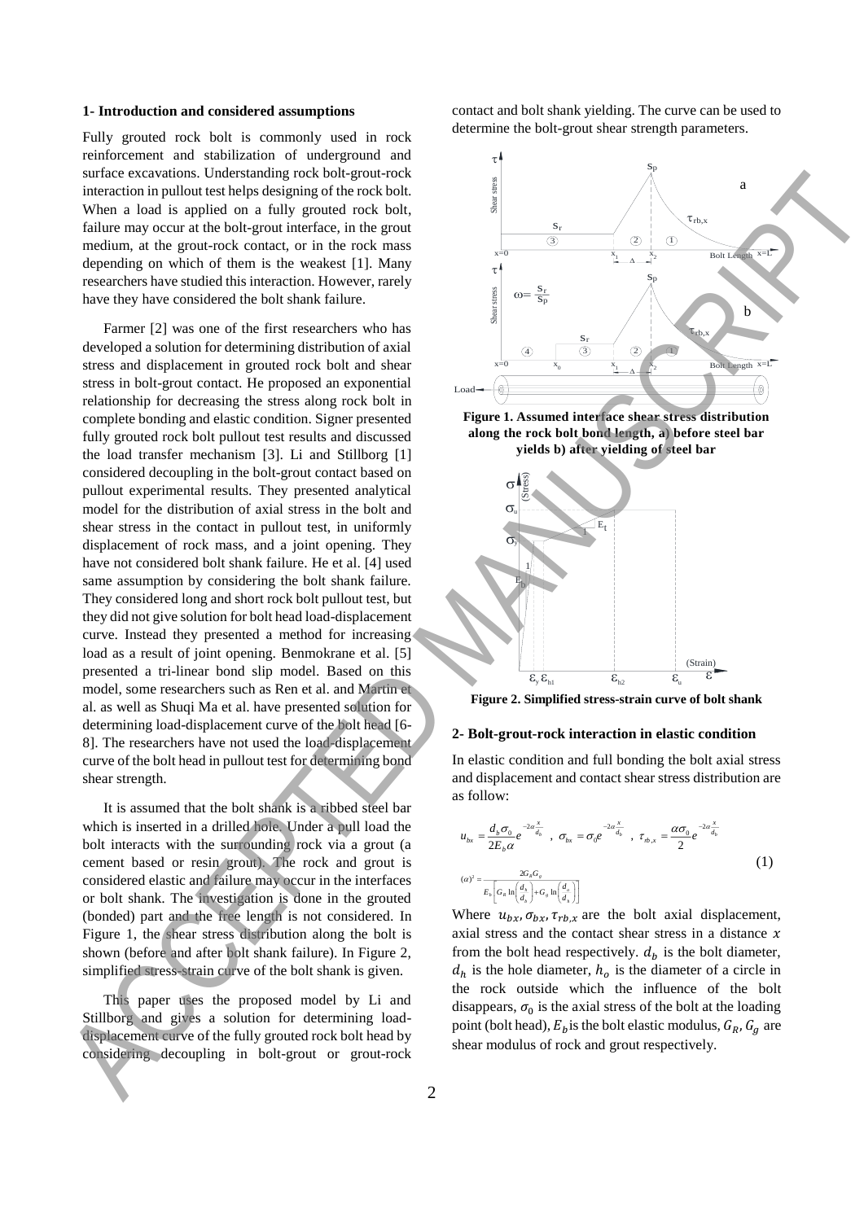## 1- Introduction and considered assumptions

Fully grouted rock bolt is commonly used in rock reinforcement and stabilization of underground and surface excavations. Understanding rock bolt-grout-rock interaction in pullout test helps designing of the rock bolt. When a load is applied on a fully grouted rock bolt, failure may occur at the bolt-grout interface, in the grout medium, at the grout-rock contact, or in the rock mass depending on which of them is the weakest [1]. Many researchers have studied this interaction. However, rarely have they have considered the bolt shank failure.

Farmer [2] was one of the first researchers who has developed a solution for determining distribution of axial stress and displacement in grouted rock bolt and shear stress in bolt-grout contact. He proposed an exponential relationship for decreasing the stress along rock bolt in complete bonding and elastic condition. Signer presented fully grouted rock bolt pullout test results and discussed the load transfer mechanism [3]. Li and Stillborg [1] considered decoupling in the bolt-grout contact based on pullout experimental results. They presented analytical model for the distribution of axial stress in the bolt and shear stress in the contact in pullout test, in uniformly displacement of rock mass, and a joint opening. They have not considered bolt shank failure. He et al. [4] used same assumption by considering the bolt shank failure. They considered long and short rock bolt pullout test, but they did not give solution for bolt head load-displacement curve. Instead they presented a method for increasing load as a result of joint opening. Benmokrane et al. [5] presented a tri-linear bond slip model. Based on this model, some researchers such as Ren et al. and Martin et al. as well as Shuqi Ma et al. have presented solution for determining load-displacement curve of the bolt head [6-8]. The researchers have not used the load-displacement curve of the bolt head in pullout test for determining bond shear strength.

It is assumed that the bolt shank is a ribbed steel bar which is inserted in a drilled hole. Under a pull load the bolt interacts with the surrounding rock via a grout (a cement based or resin grout). The rock and grout is considered elastic and failure may occur in the interfaces or bolt shank. The investigation is done in the grouted (bonded) part and the free length is not considered. In Figure 1, the shear stress distribution along the bolt is shown (before and after bolt shank failure). In Figure 2, simplified stress-strain curve of the bolt shank is given.

This paper uses the proposed model by Li and Stillborg and gives a solution for determining load-displacement curve of the fully grouted rock bolt head by considering decoupling in bolt-grout or grout-rock contact and bolt shank yielding. The curve can be used to determine the bolt-grout shear strength parameters.

**Figure 1. Assumed interface shear stress distribution along the rock bolt bond length, a) before steel bar yields b) after yielding of steel bar**

**Figure 2. Simplified stress-strain curve of bolt shank**

## 2- Bolt-grout-rock interaction in elastic condition

In elastic condition and full bonding the bolt axial stress and displacement and contact shear stress distribution are as follow:

$$u_{bx} = \frac{d_b \sigma_0}{2E_b \alpha} e^{-2\alpha \frac{x}{d_b}} \;,\; \sigma_{bx} = \sigma_0 e^{-2\alpha \frac{x}{d_b}} \;,\; \tau_{rb,x} = \frac{\alpha \sigma_0}{2} e^{-2\alpha \frac{x}{d_b}}$$

$$(\alpha)^2 = \frac{2G_R G_g}{E_b \left[ G_R \ln\left(\frac{d_h}{d_b}\right) + G_g \ln\left(\frac{d_o}{d_h}\right) \right]} \qquad (1)$$

Where $u_{bx}, \sigma_{bx}, \tau_{rb,x}$ are the bolt axial displacement, axial stress and the contact shear stress in a distance $x$ from the bolt head respectively. $d_b$ is the bolt diameter, $d_h$ is the hole diameter, $h_o$ is the diameter of a circle in the rock outside which the influence of the bolt disappears, $\sigma_0$ is the axial stress of the bolt at the loading point (bolt head), $E_b$ is the bolt elastic modulus, $G_R, G_g$ are shear modulus of rock and grout respectively.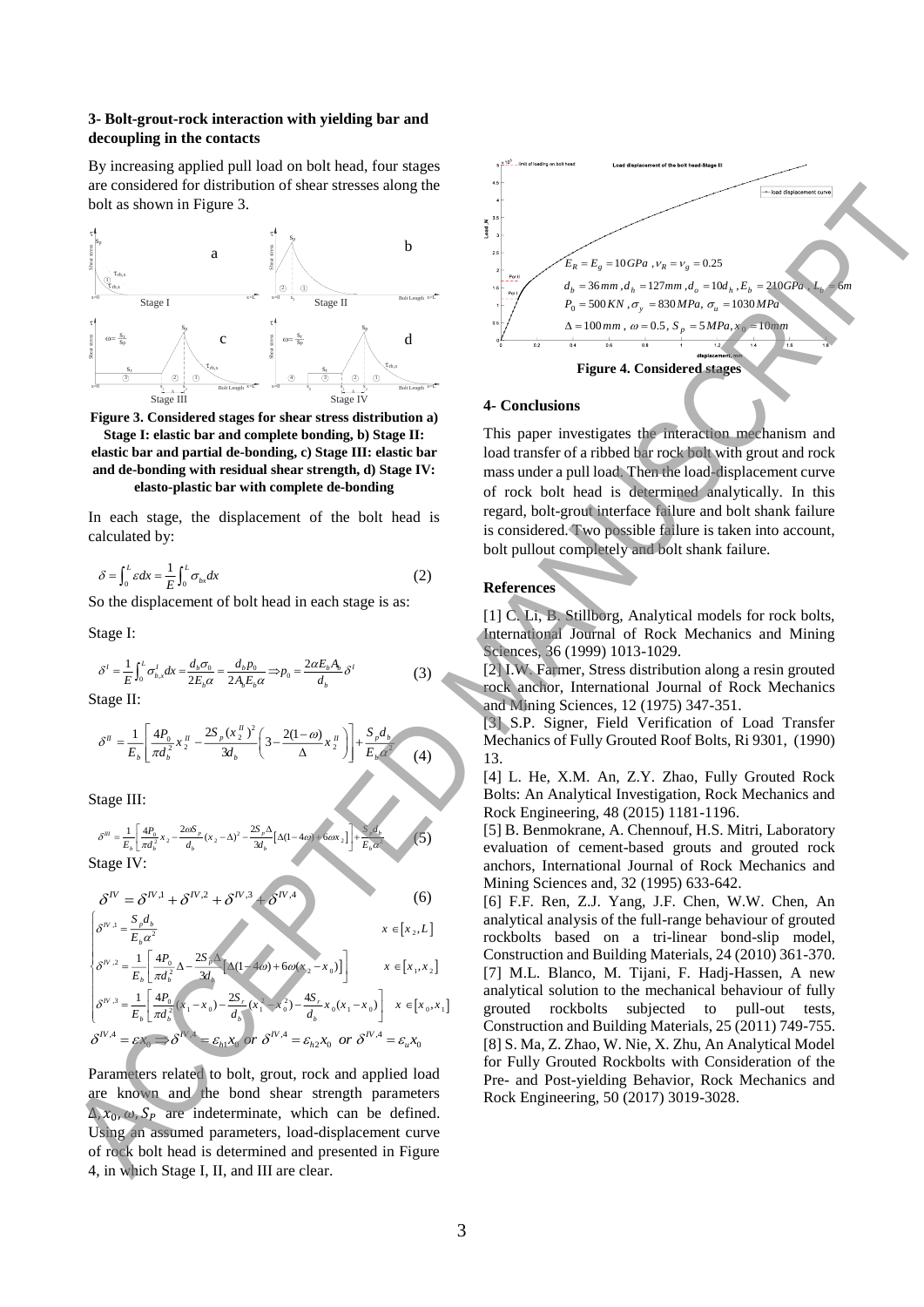## 3- Bolt-grout-rock interaction with yielding bar and decoupling in the contacts

By increasing applied pull load on bolt head, four stages are considered for distribution of shear stresses along the bolt as shown in Figure 3.

a

b

c

d

Stage I

Stage II

Stage III

Stage IV

**Figure 3. Considered stages for shear stress distribution a) Stage I: elastic bar and complete bonding, b) Stage II: elastic bar and partial de-bonding, c) Stage III: elastic bar and de-bonding with residual shear strength, d) Stage IV: elasto-plastic bar with complete de-bonding**

In each stage, the displacement of the bolt head is calculated by:

$$\delta = \int_0^L \varepsilon dx = \frac{1}{E}\int_0^L \sigma_{bx} dx \tag{2}$$

So the displacement of bolt head in each stage is as:

Stage I:

$$\delta^I = \frac{1}{E}\int_0^L \sigma_{b,x}^I dx = \frac{d_b \sigma_0}{2E_b \alpha} = \frac{d_b p_0}{2A_b E_b \alpha} \Rightarrow p_0 = \frac{2\alpha E_b A_b}{d_b}\delta^I \tag{3}$$

Stage II:

$$\delta^{II} = \frac{1}{E_b}\left[\frac{4P_0}{\pi d_b^2}x_2^{II} - \frac{2S_p (x_2^{II})^2}{3d_b}\left(3 - \frac{2(1-\omega)}{\Delta}x_2^{II}\right)\right] + \frac{S_p d_b}{E_b \alpha^2} \tag{4}$$

Stage III:

$$\delta^{III} = \frac{1}{E_b}\left[\frac{4P_0}{\pi d_b^2}x_2 - \frac{2\omega S_p}{d_b}(x_2 - \Delta)^2 - \frac{2S_p \Delta}{3d_b}\left[\Delta(1-4\omega) + 6\omega x_2\right]\right] + \frac{S_p d_b}{E_b \alpha^2} \tag{5}$$

Stage IV:

$$\delta^{IV} = \delta^{IV,1} + \delta^{IV,2} + \delta^{IV,3} + \delta^{IV,4} \tag{6}$$

$$\begin{cases} \delta^{IV,1} = \dfrac{S_p d_b}{E_b \alpha^2} & x \in [x_2, L] \\ \delta^{IV,2} = \dfrac{1}{E_b}\left[\dfrac{4P_0}{\pi d_b^2}\Delta - \dfrac{2S_p \Delta}{3d_b}\left[\Delta(1-4\omega) + 6\omega(x_2 - x_0)\right]\right] & x \in [x_1, x_2] \\ \delta^{IV,3} = \dfrac{1}{E_b}\left[\dfrac{4P_0}{\pi d_b^2}(x_1 - x_0) - \dfrac{2S_r}{d_b}(x_1^2 - x_0^2) - \dfrac{4S_r}{d_b}x_0(x_1 - x_0)\right] & x \in [x_0, x_1] \end{cases}$$

$$\delta^{IV,4} = \varepsilon x_0 \Rightarrow \delta^{IV,4} = \varepsilon_{h1} x_0 \ \ or \ \ \delta^{IV,4} = \varepsilon_{h2} x_0 \ \ or \ \ \delta^{IV,4} = \varepsilon_u x_0$$

Parameters related to bolt, grout, rock and applied load are known and the bond shear strength parameters $\Delta, x_0, \omega, S_P$ are indeterminate, which can be defined. Using an assumed parameters, load-displacement curve of rock bolt head is determined and presented in Figure 4, in which Stage I, II, and III are clear.

Load displacement of the bolt head-Stage III

limit of loading on bolt head

load displacement curve

Load, N

displacement, mm

Pst II

Pst I

$E_R = E_g = 10\,GPa$ , $\nu_R = \nu_g = 0.25$

$d_b = 36\,mm$ , $d_h = 127\,mm$ , $d_o = 10d_h$ , $E_b = 210\,GPa$ , $L_b = 6m$

$P_0 = 500\,KN$ , $\sigma_y = 830\,MPa$, $\sigma_u = 1030\,MPa$

$\Delta = 100\,mm$ , $\omega = 0.5$, $S_p = 5\,MPa$, $x_0 = 10\,mm$

**Figure 4. Considered stages**

## 4- Conclusions

This paper investigates the interaction mechanism and load transfer of a ribbed bar rock bolt with grout and rock mass under a pull load. Then the load-displacement curve of rock bolt head is determined analytically. In this regard, bolt-grout interface failure and bolt shank failure is considered. Two possible failure is taken into account, bolt pullout completely and bolt shank failure.

## References

[1] C. Li, B. Stillborg, Analytical models for rock bolts, International Journal of Rock Mechanics and Mining Sciences, 36 (1999) 1013-1029.

[2] I.W. Farmer, Stress distribution along a resin grouted rock anchor, International Journal of Rock Mechanics and Mining Sciences, 12 (1975) 347-351.

[3] S.P. Signer, Field Verification of Load Transfer Mechanics of Fully Grouted Roof Bolts, Ri 9301, (1990) 13.

[4] L. He, X.M. An, Z.Y. Zhao, Fully Grouted Rock Bolts: An Analytical Investigation, Rock Mechanics and Rock Engineering, 48 (2015) 1181-1196.

[5] B. Benmokrane, A. Chennouf, H.S. Mitri, Laboratory evaluation of cement-based grouts and grouted rock anchors, International Journal of Rock Mechanics and Mining Sciences and, 32 (1995) 633-642.

[6] F.F. Ren, Z.J. Yang, J.F. Chen, W.W. Chen, An analytical analysis of the full-range behaviour of grouted rockbolts based on a tri-linear bond-slip model, Construction and Building Materials, 24 (2010) 361-370.

[7] M.L. Blanco, M. Tijani, F. Hadj-Hassen, A new analytical solution to the mechanical behaviour of fully grouted rockbolts subjected to pull-out tests, Construction and Building Materials, 25 (2011) 749-755.

[8] S. Ma, Z. Zhao, W. Nie, X. Zhu, An Analytical Model for Fully Grouted Rockbolts with Consideration of the Pre- and Post-yielding Behavior, Rock Mechanics and Rock Engineering, 50 (2017) 3019-3028.